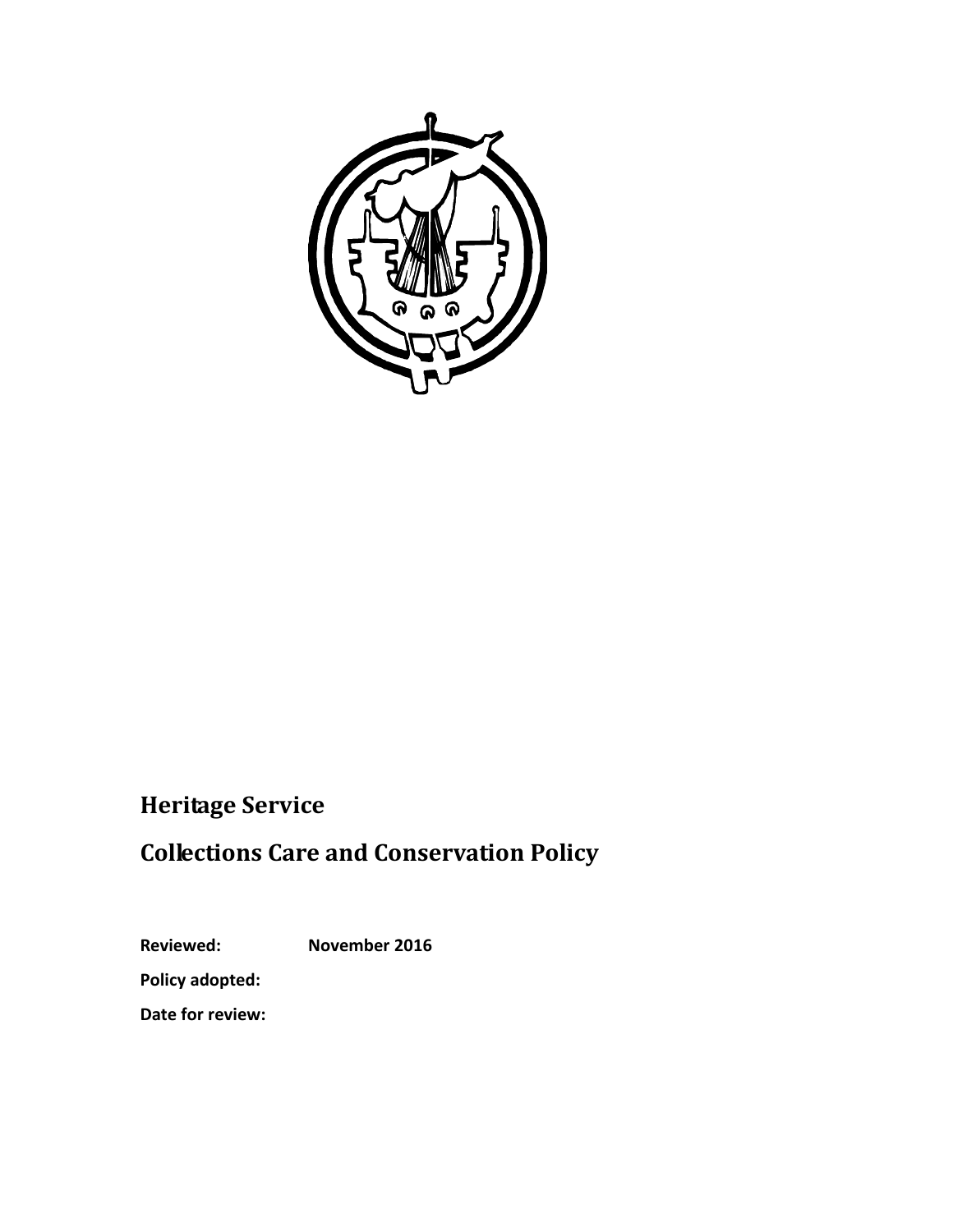# Heritage Service

# Collections Care and Conservation Policy

**Reviewed:** November 2016

**Policy adopted:**

**Date for review:**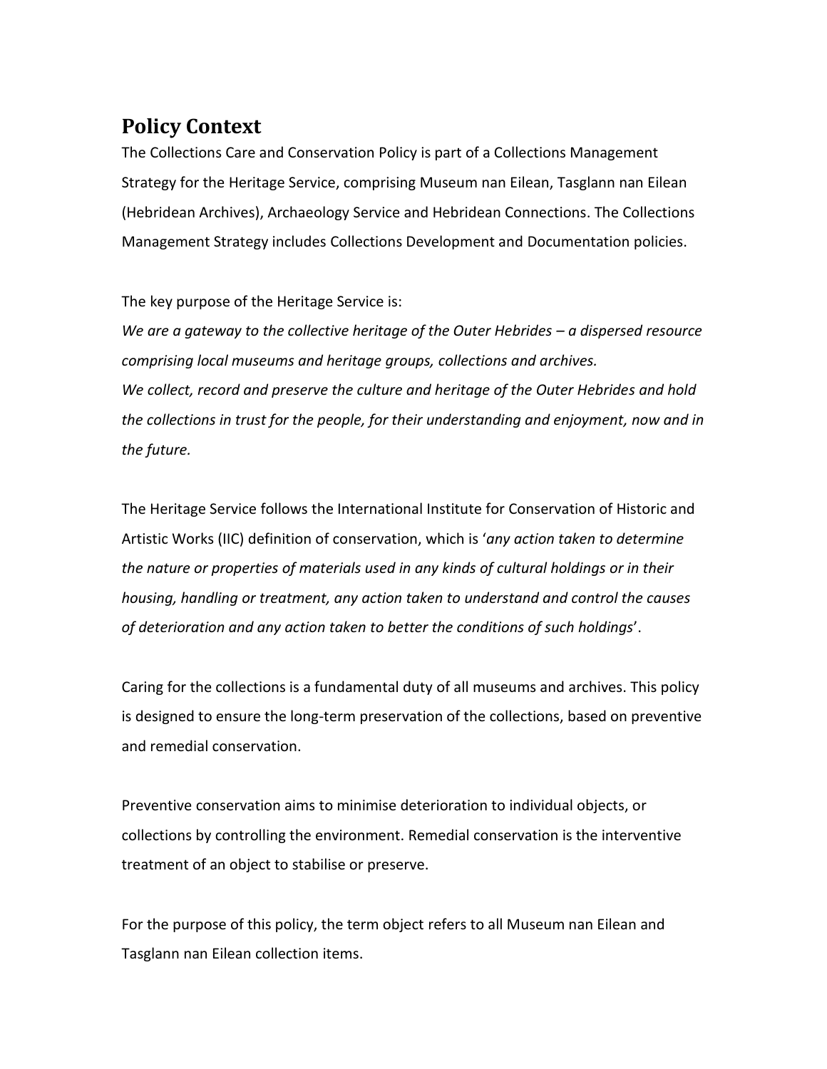## Policy Context

The Collections Care and Conservation Policy is part of a Collections Management Strategy for the Heritage Service, comprising Museum nan Eilean, Tasglann nan Eilean (Hebridean Archives), Archaeology Service and Hebridean Connections. The Collections Management Strategy includes Collections Development and Documentation policies.

The key purpose of the Heritage Service is:

*We are a gateway to the collective heritage of the Outer Hebrides – a dispersed resource comprising local museums and heritage groups, collections and archives.*
*We collect, record and preserve the culture and heritage of the Outer Hebrides and hold the collections in trust for the people, for their understanding and enjoyment, now and in the future.*

The Heritage Service follows the International Institute for Conservation of Historic and Artistic Works (IIC) definition of conservation, which is '*any action taken to determine the nature or properties of materials used in any kinds of cultural holdings or in their housing, handling or treatment, any action taken to understand and control the causes of deterioration and any action taken to better the conditions of such holdings*'.

Caring for the collections is a fundamental duty of all museums and archives. This policy is designed to ensure the long-term preservation of the collections, based on preventive and remedial conservation.

Preventive conservation aims to minimise deterioration to individual objects, or collections by controlling the environment. Remedial conservation is the interventive treatment of an object to stabilise or preserve.

For the purpose of this policy, the term object refers to all Museum nan Eilean and Tasglann nan Eilean collection items.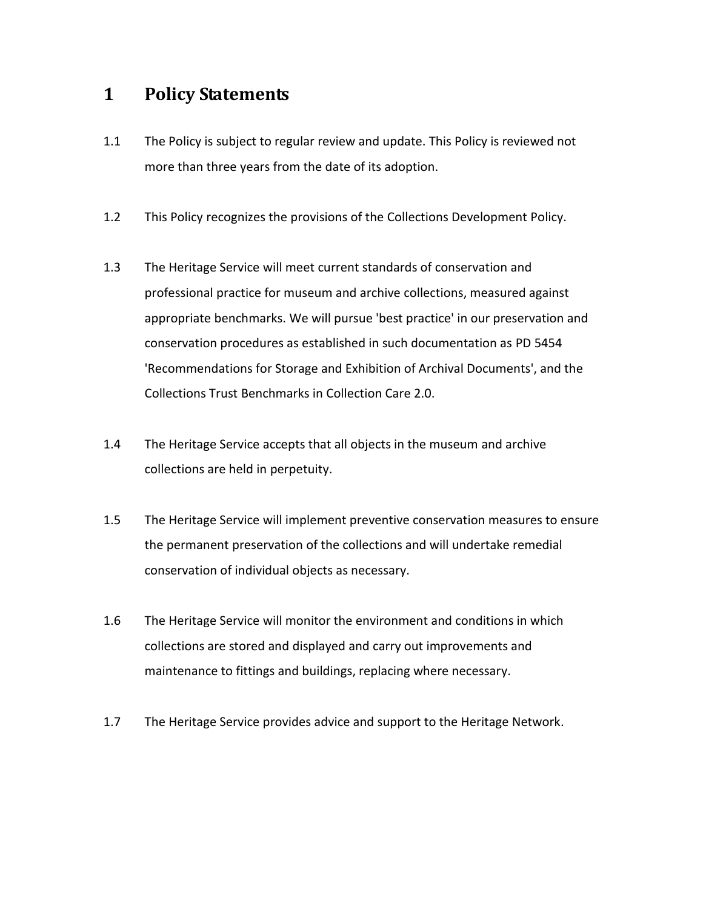# 1 Policy Statements

1.1 The Policy is subject to regular review and update. This Policy is reviewed not more than three years from the date of its adoption.

1.2 This Policy recognizes the provisions of the Collections Development Policy.

1.3 The Heritage Service will meet current standards of conservation and professional practice for museum and archive collections, measured against appropriate benchmarks. We will pursue 'best practice' in our preservation and conservation procedures as established in such documentation as PD 5454 'Recommendations for Storage and Exhibition of Archival Documents', and the Collections Trust Benchmarks in Collection Care 2.0.

1.4 The Heritage Service accepts that all objects in the museum and archive collections are held in perpetuity.

1.5 The Heritage Service will implement preventive conservation measures to ensure the permanent preservation of the collections and will undertake remedial conservation of individual objects as necessary.

1.6 The Heritage Service will monitor the environment and conditions in which collections are stored and displayed and carry out improvements and maintenance to fittings and buildings, replacing where necessary.

1.7 The Heritage Service provides advice and support to the Heritage Network.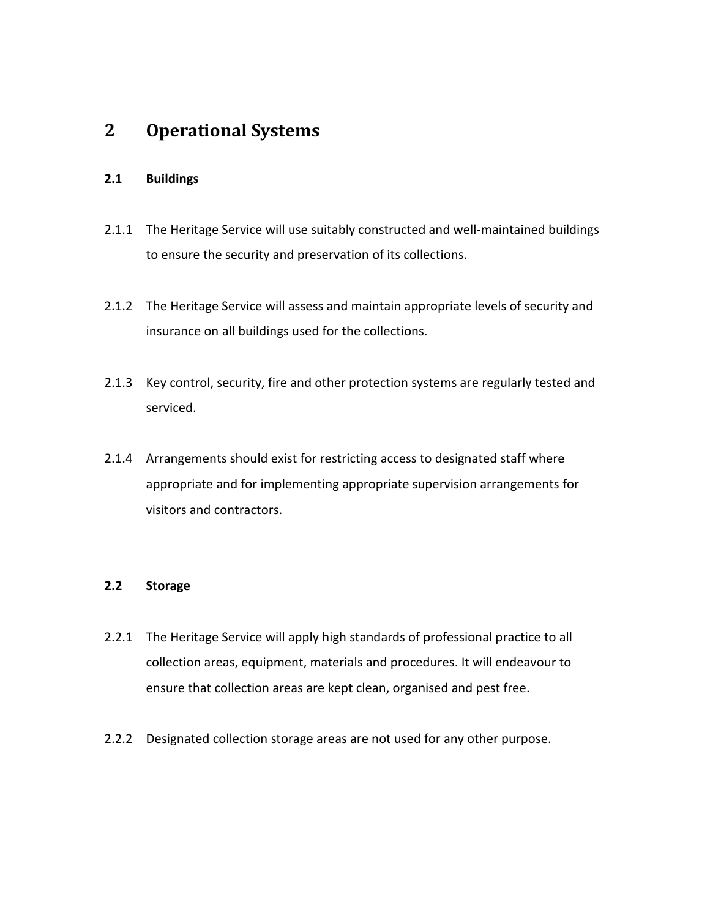# 2 Operational Systems

## 2.1 Buildings

2.1.1 The Heritage Service will use suitably constructed and well-maintained buildings to ensure the security and preservation of its collections.

2.1.2 The Heritage Service will assess and maintain appropriate levels of security and insurance on all buildings used for the collections.

2.1.3 Key control, security, fire and other protection systems are regularly tested and serviced.

2.1.4 Arrangements should exist for restricting access to designated staff where appropriate and for implementing appropriate supervision arrangements for visitors and contractors.

## 2.2 Storage

2.2.1 The Heritage Service will apply high standards of professional practice to all collection areas, equipment, materials and procedures. It will endeavour to ensure that collection areas are kept clean, organised and pest free.

2.2.2 Designated collection storage areas are not used for any other purpose.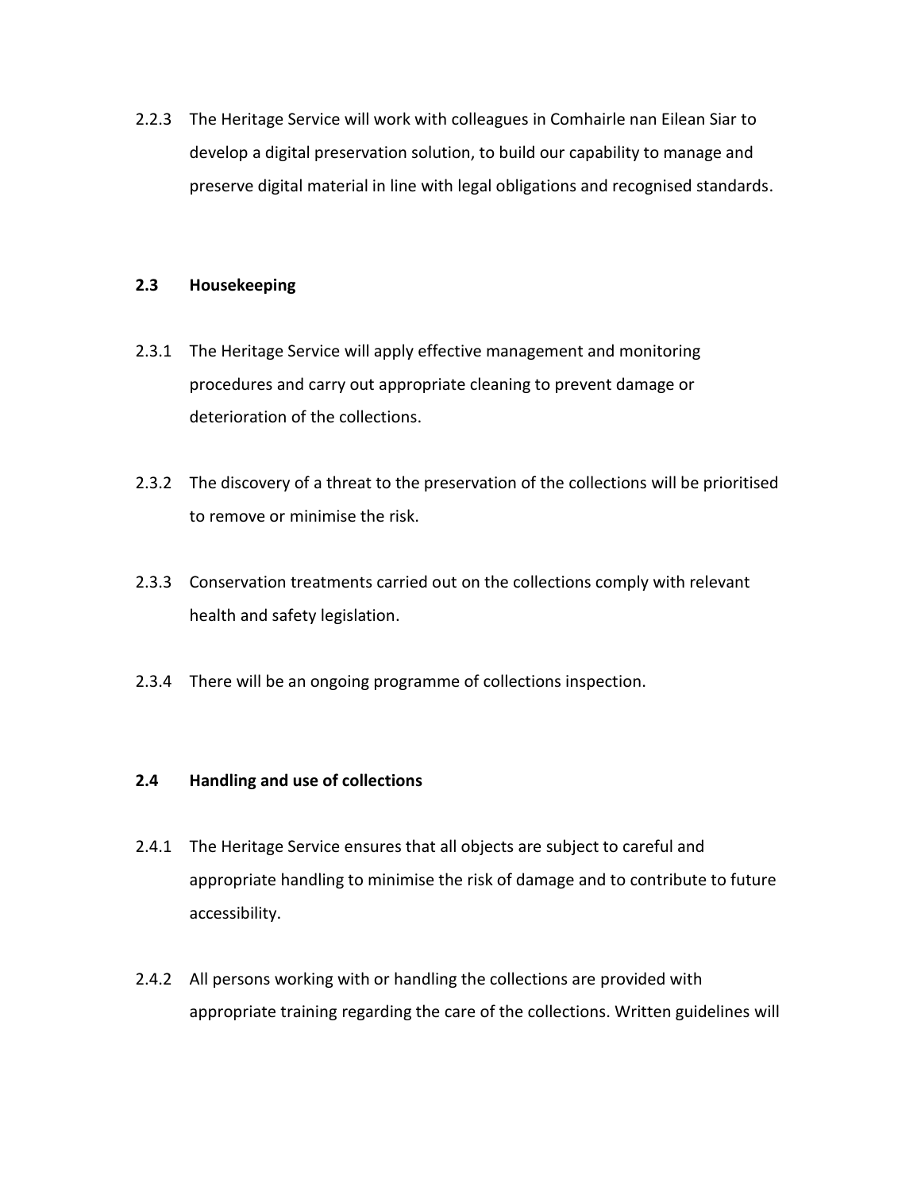2.2.3 The Heritage Service will work with colleagues in Comhairle nan Eilean Siar to develop a digital preservation solution, to build our capability to manage and preserve digital material in line with legal obligations and recognised standards.

### 2.3 Housekeeping

2.3.1 The Heritage Service will apply effective management and monitoring procedures and carry out appropriate cleaning to prevent damage or deterioration of the collections.

2.3.2 The discovery of a threat to the preservation of the collections will be prioritised to remove or minimise the risk.

2.3.3 Conservation treatments carried out on the collections comply with relevant health and safety legislation.

2.3.4 There will be an ongoing programme of collections inspection.

### 2.4 Handling and use of collections

2.4.1 The Heritage Service ensures that all objects are subject to careful and appropriate handling to minimise the risk of damage and to contribute to future accessibility.

2.4.2 All persons working with or handling the collections are provided with appropriate training regarding the care of the collections. Written guidelines will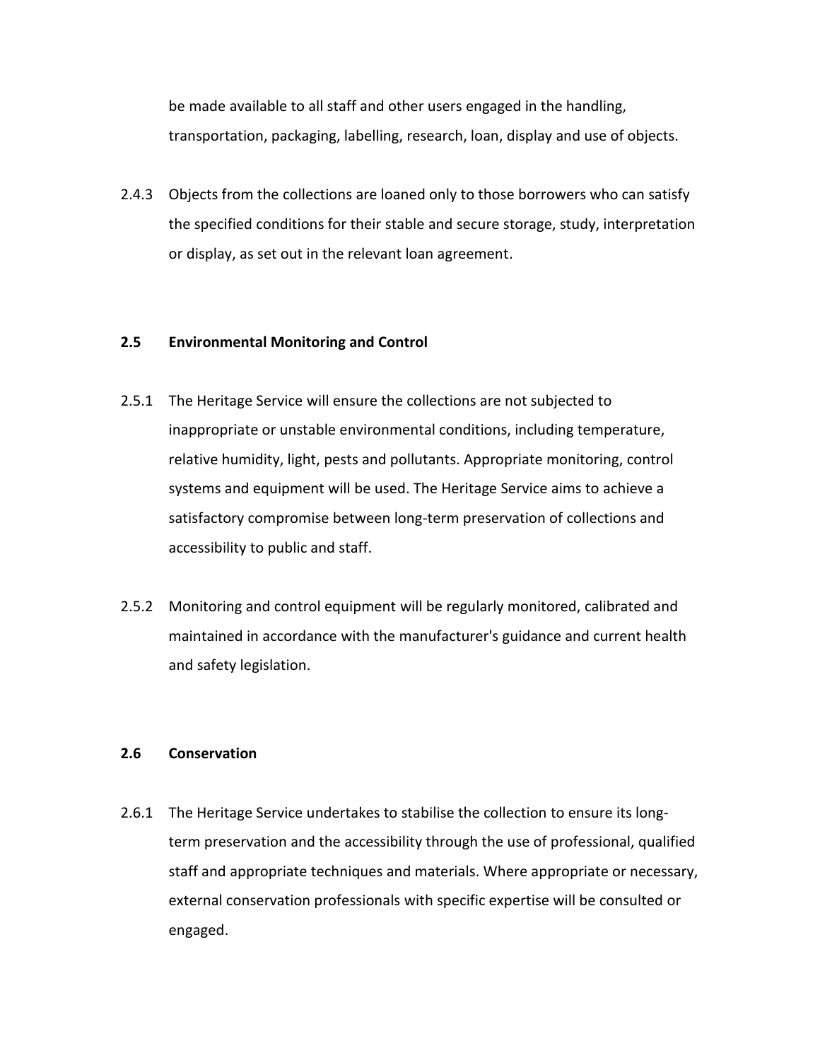be made available to all staff and other users engaged in the handling, transportation, packaging, labelling, research, loan, display and use of objects.

2.4.3 Objects from the collections are loaned only to those borrowers who can satisfy the specified conditions for their stable and secure storage, study, interpretation or display, as set out in the relevant loan agreement.

### 2.5 Environmental Monitoring and Control

2.5.1 The Heritage Service will ensure the collections are not subjected to inappropriate or unstable environmental conditions, including temperature, relative humidity, light, pests and pollutants. Appropriate monitoring, control systems and equipment will be used. The Heritage Service aims to achieve a satisfactory compromise between long-term preservation of collections and accessibility to public and staff.

2.5.2 Monitoring and control equipment will be regularly monitored, calibrated and maintained in accordance with the manufacturer's guidance and current health and safety legislation.

### 2.6 Conservation

2.6.1 The Heritage Service undertakes to stabilise the collection to ensure its long-term preservation and the accessibility through the use of professional, qualified staff and appropriate techniques and materials. Where appropriate or necessary, external conservation professionals with specific expertise will be consulted or engaged.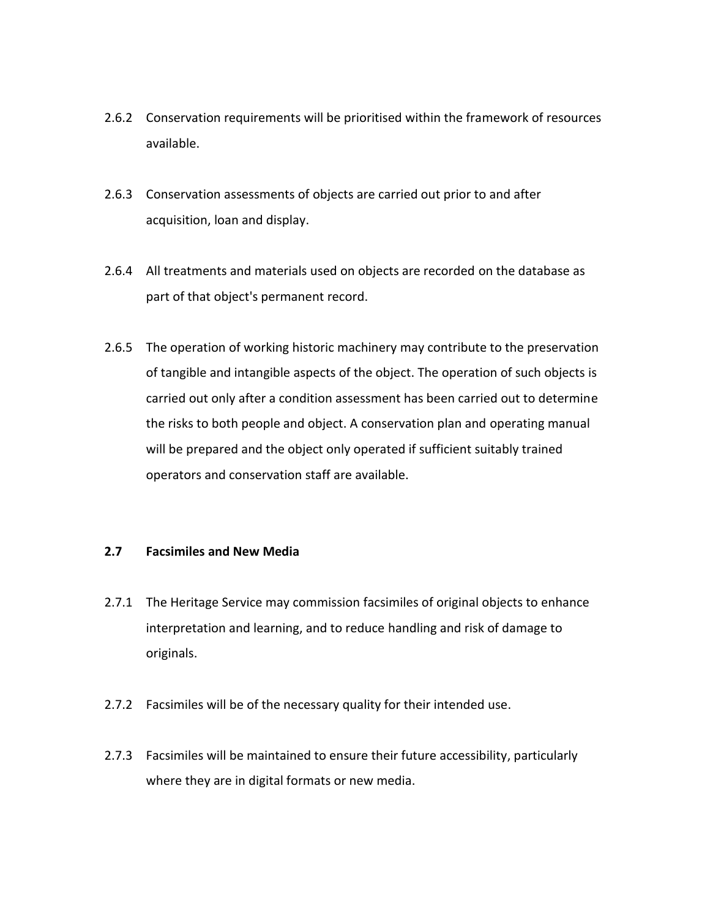2.6.2 Conservation requirements will be prioritised within the framework of resources available.

2.6.3 Conservation assessments of objects are carried out prior to and after acquisition, loan and display.

2.6.4 All treatments and materials used on objects are recorded on the database as part of that object's permanent record.

2.6.5 The operation of working historic machinery may contribute to the preservation of tangible and intangible aspects of the object. The operation of such objects is carried out only after a condition assessment has been carried out to determine the risks to both people and object. A conservation plan and operating manual will be prepared and the object only operated if sufficient suitably trained operators and conservation staff are available.

### 2.7 Facsimiles and New Media

2.7.1 The Heritage Service may commission facsimiles of original objects to enhance interpretation and learning, and to reduce handling and risk of damage to originals.

2.7.2 Facsimiles will be of the necessary quality for their intended use.

2.7.3 Facsimiles will be maintained to ensure their future accessibility, particularly where they are in digital formats or new media.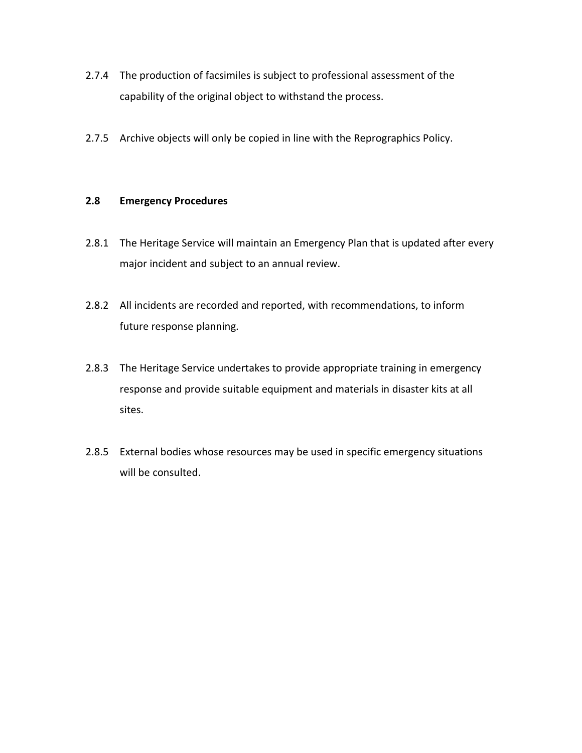2.7.4 The production of facsimiles is subject to professional assessment of the capability of the original object to withstand the process.

2.7.5 Archive objects will only be copied in line with the Reprographics Policy.

**2.8 Emergency Procedures**

2.8.1 The Heritage Service will maintain an Emergency Plan that is updated after every major incident and subject to an annual review.

2.8.2 All incidents are recorded and reported, with recommendations, to inform future response planning.

2.8.3 The Heritage Service undertakes to provide appropriate training in emergency response and provide suitable equipment and materials in disaster kits at all sites.

2.8.5 External bodies whose resources may be used in specific emergency situations will be consulted.